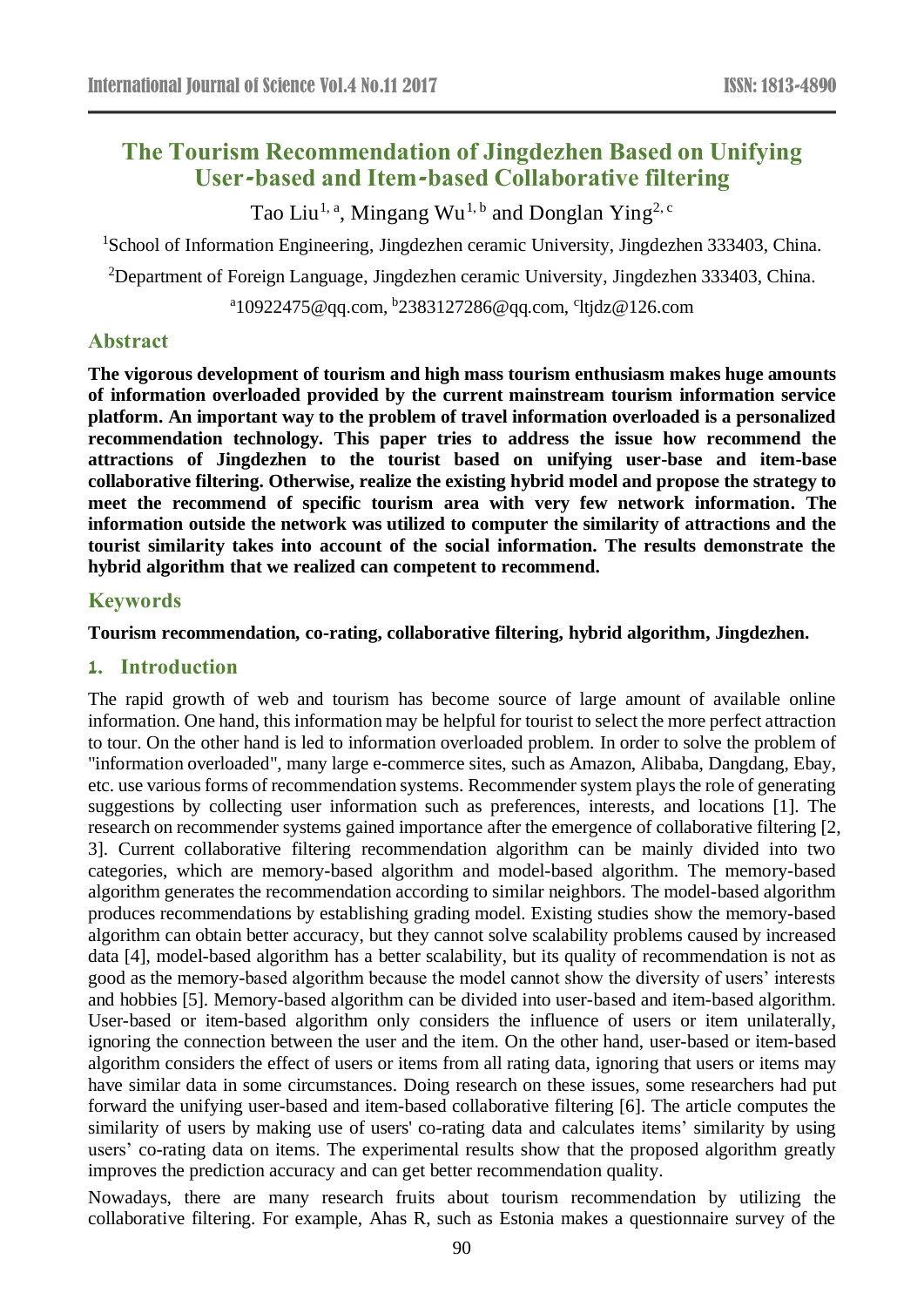# The Tourism Recommendation of Jingdezhen Based on Unifying User-based and Item-based Collaborative filtering

Tao Liu[1, a], Mingang Wu[1, b] and Donglan Ying[2, c]

[1]School of Information Engineering, Jingdezhen ceramic University, Jingdezhen 333403, China.

[2]Department of Foreign Language, Jingdezhen ceramic University, Jingdezhen 333403, China.

[a]10922475@qq.com, [b]2383127286@qq.com, [c]ltjdz@126.com

## Abstract

**The vigorous development of tourism and high mass tourism enthusiasm makes huge amounts of information overloaded provided by the current mainstream tourism information service platform. An important way to the problem of travel information overloaded is a personalized recommendation technology. This paper tries to address the issue how recommend the attractions of Jingdezhen to the tourist based on unifying user-base and item-base collaborative filtering. Otherwise, realize the existing hybrid model and propose the strategy to meet the recommend of specific tourism area with very few network information. The information outside the network was utilized to computer the similarity of attractions and the tourist similarity takes into account of the social information. The results demonstrate the hybrid algorithm that we realized can competent to recommend.**

## Keywords

**Tourism recommendation, co-rating, collaborative filtering, hybrid algorithm, Jingdezhen.**

## 1. Introduction

The rapid growth of web and tourism has become source of large amount of available online information. One hand, this information may be helpful for tourist to select the more perfect attraction to tour. On the other hand is led to information overloaded problem. In order to solve the problem of "information overloaded", many large e-commerce sites, such as Amazon, Alibaba, Dangdang, Ebay, etc. use various forms of recommendation systems. Recommender system plays the role of generating suggestions by collecting user information such as preferences, interests, and locations [1]. The research on recommender systems gained importance after the emergence of collaborative filtering [2, 3]. Current collaborative filtering recommendation algorithm can be mainly divided into two categories, which are memory-based algorithm and model-based algorithm. The memory-based algorithm generates the recommendation according to similar neighbors. The model-based algorithm produces recommendations by establishing grading model. Existing studies show the memory-based algorithm can obtain better accuracy, but they cannot solve scalability problems caused by increased data [4], model-based algorithm has a better scalability, but its quality of recommendation is not as good as the memory-based algorithm because the model cannot show the diversity of users' interests and hobbies [5]. Memory-based algorithm can be divided into user-based and item-based algorithm. User-based or item-based algorithm only considers the influence of users or item unilaterally, ignoring the connection between the user and the item. On the other hand, user-based or item-based algorithm considers the effect of users or items from all rating data, ignoring that users or items may have similar data in some circumstances. Doing research on these issues, some researchers had put forward the unifying user-based and item-based collaborative filtering [6]. The article computes the similarity of users by making use of users' co-rating data and calculates items' similarity by using users' co-rating data on items. The experimental results show that the proposed algorithm greatly improves the prediction accuracy and can get better recommendation quality.

Nowadays, there are many research fruits about tourism recommendation by utilizing the collaborative filtering. For example, Ahas R, such as Estonia makes a questionnaire survey of the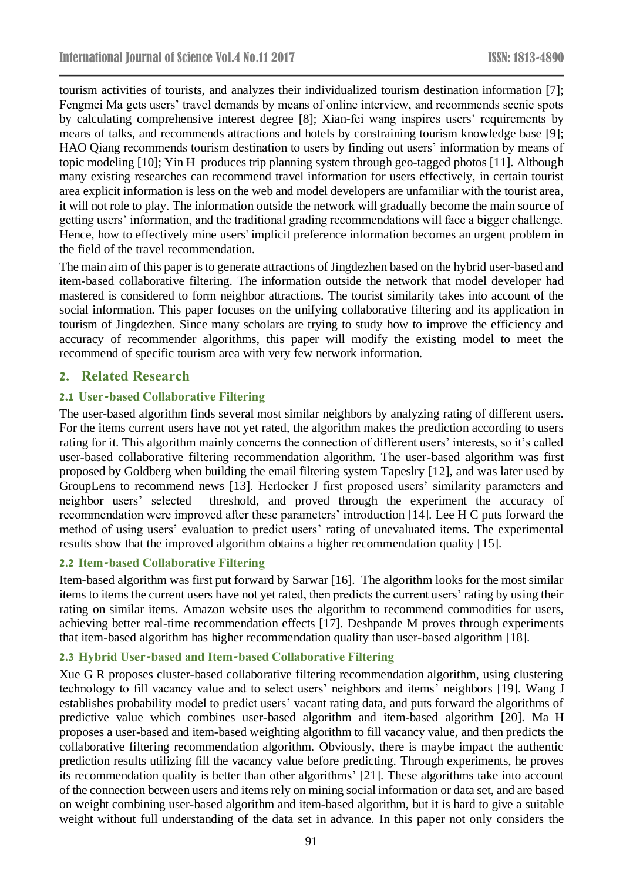tourism activities of tourists, and analyzes their individualized tourism destination information [7]; Fengmei Ma gets users' travel demands by means of online interview, and recommends scenic spots by calculating comprehensive interest degree [8]; Xian-fei wang inspires users' requirements by means of talks, and recommends attractions and hotels by constraining tourism knowledge base [9]; HAO Qiang recommends tourism destination to users by finding out users' information by means of topic modeling [10]; Yin H produces trip planning system through geo-tagged photos [11]. Although many existing researches can recommend travel information for users effectively, in certain tourist area explicit information is less on the web and model developers are unfamiliar with the tourist area, it will not role to play. The information outside the network will gradually become the main source of getting users' information, and the traditional grading recommendations will face a bigger challenge. Hence, how to effectively mine users' implicit preference information becomes an urgent problem in the field of the travel recommendation.

The main aim of this paper is to generate attractions of Jingdezhen based on the hybrid user-based and item-based collaborative filtering. The information outside the network that model developer had mastered is considered to form neighbor attractions. The tourist similarity takes into account of the social information. This paper focuses on the unifying collaborative filtering and its application in tourism of Jingdezhen. Since many scholars are trying to study how to improve the efficiency and accuracy of recommender algorithms, this paper will modify the existing model to meet the recommend of specific tourism area with very few network information.

## 2. Related Research

### 2.1 User-based Collaborative Filtering

The user-based algorithm finds several most similar neighbors by analyzing rating of different users. For the items current users have not yet rated, the algorithm makes the prediction according to users rating for it. This algorithm mainly concerns the connection of different users' interests, so it's called user-based collaborative filtering recommendation algorithm. The user-based algorithm was first proposed by Goldberg when building the email filtering system Tapeslry [12], and was later used by GroupLens to recommend news [13]. Herlocker J first proposed users' similarity parameters and neighbor users' selected threshold, and proved through the experiment the accuracy of recommendation were improved after these parameters' introduction [14]. Lee H C puts forward the method of using users' evaluation to predict users' rating of unevaluated items. The experimental results show that the improved algorithm obtains a higher recommendation quality [15].

### 2.2 Item-based Collaborative Filtering

Item-based algorithm was first put forward by Sarwar [16]. The algorithm looks for the most similar items to items the current users have not yet rated, then predicts the current users' rating by using their rating on similar items. Amazon website uses the algorithm to recommend commodities for users, achieving better real-time recommendation effects [17]. Deshpande M proves through experiments that item-based algorithm has higher recommendation quality than user-based algorithm [18].

### 2.3 Hybrid User-based and Item-based Collaborative Filtering

Xue G R proposes cluster-based collaborative filtering recommendation algorithm, using clustering technology to fill vacancy value and to select users' neighbors and items' neighbors [19]. Wang J establishes probability model to predict users' vacant rating data, and puts forward the algorithms of predictive value which combines user-based algorithm and item-based algorithm [20]. Ma H proposes a user-based and item-based weighting algorithm to fill vacancy value, and then predicts the collaborative filtering recommendation algorithm. Obviously, there is maybe impact the authentic prediction results utilizing fill the vacancy value before predicting. Through experiments, he proves its recommendation quality is better than other algorithms' [21]. These algorithms take into account of the connection between users and items rely on mining social information or data set, and are based on weight combining user-based algorithm and item-based algorithm, but it is hard to give a suitable weight without full understanding of the data set in advance. In this paper not only considers the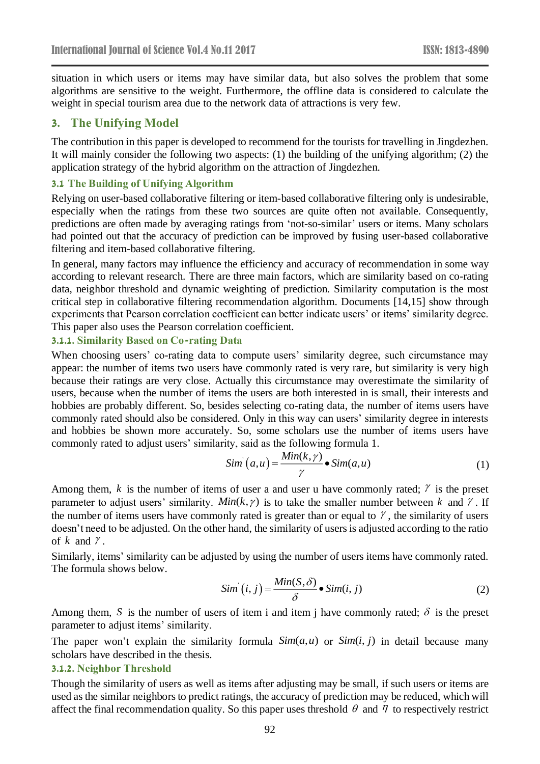situation in which users or items may have similar data, but also solves the problem that some algorithms are sensitive to the weight. Furthermore, the offline data is considered to calculate the weight in special tourism area due to the network data of attractions is very few.

## 3. The Unifying Model

The contribution in this paper is developed to recommend for the tourists for travelling in Jingdezhen. It will mainly consider the following two aspects: (1) the building of the unifying algorithm; (2) the application strategy of the hybrid algorithm on the attraction of Jingdezhen.

### 3.1 The Building of Unifying Algorithm

Relying on user-based collaborative filtering or item-based collaborative filtering only is undesirable, especially when the ratings from these two sources are quite often not available. Consequently, predictions are often made by averaging ratings from 'not-so-similar' users or items. Many scholars had pointed out that the accuracy of prediction can be improved by fusing user-based collaborative filtering and item-based collaborative filtering.

In general, many factors may influence the efficiency and accuracy of recommendation in some way according to relevant research. There are three main factors, which are similarity based on co-rating data, neighbor threshold and dynamic weighting of prediction. Similarity computation is the most critical step in collaborative filtering recommendation algorithm. Documents [14,15] show through experiments that Pearson correlation coefficient can better indicate users' or items' similarity degree. This paper also uses the Pearson correlation coefficient.

#### 3.1.1. Similarity Based on Co-rating Data

When choosing users' co-rating data to compute users' similarity degree, such circumstance may appear: the number of items two users have commonly rated is very rare, but similarity is very high because their ratings are very close. Actually this circumstance may overestimate the similarity of users, because when the number of items the users are both interested in is small, their interests and hobbies are probably different. So, besides selecting co-rating data, the number of items users have commonly rated should also be considered. Only in this way can users' similarity degree in interests and hobbies be shown more accurately. So, some scholars use the number of items users have commonly rated to adjust users' similarity, said as the following formula 1.

$$Sim^{'}(a,u) = \frac{Min(k,\gamma)}{\gamma} \bullet Sim(a,u) \tag{1}$$

Among them, $k$ is the number of items of user a and user u have commonly rated; $\gamma$ is the preset parameter to adjust users' similarity. $Min(k,\gamma)$ is to take the smaller number between $k$ and $\gamma$. If the number of items users have commonly rated is greater than or equal to $\gamma$, the similarity of users doesn't need to be adjusted. On the other hand, the similarity of users is adjusted according to the ratio of $k$ and $\gamma$.

Similarly, items' similarity can be adjusted by using the number of users items have commonly rated. The formula shows below.

$$Sim^{'}(i,j) = \frac{Min(S,\delta)}{\delta} \bullet Sim(i,j) \tag{2}$$

Among them, $S$ is the number of users of item i and item j have commonly rated; $\delta$ is the preset parameter to adjust items' similarity.

The paper won't explain the similarity formula $Sim(a,u)$ or $Sim(i,j)$ in detail because many scholars have described in the thesis.

#### 3.1.2. Neighbor Threshold

Though the similarity of users as well as items after adjusting may be small, if such users or items are used as the similar neighbors to predict ratings, the accuracy of prediction may be reduced, which will affect the final recommendation quality. So this paper uses threshold $\theta$ and $\eta$ to respectively restrict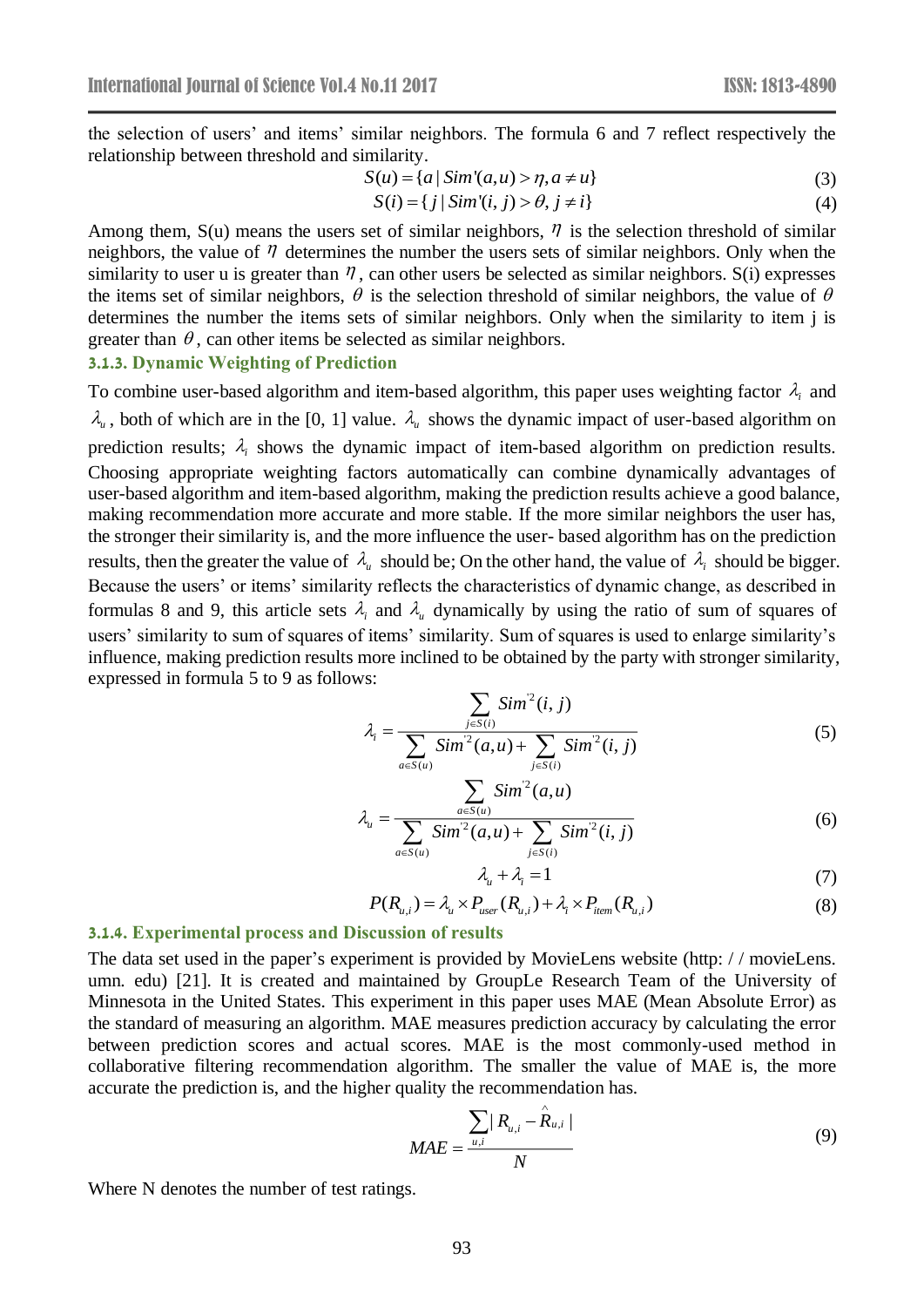the selection of users' and items' similar neighbors. The formula 6 and 7 reflect respectively the relationship between threshold and similarity.

$$S(u) = \{a \mid Sim'(a,u) > \eta, a \neq u\} \tag{3}$$

$$S(i) = \{j \mid Sim'(i,j) > \theta, j \neq i\} \tag{4}$$

Among them, S(u) means the users set of similar neighbors, $\eta$ is the selection threshold of similar neighbors, the value of $\eta$ determines the number the users sets of similar neighbors. Only when the similarity to user u is greater than $\eta$, can other users be selected as similar neighbors. S(i) expresses the items set of similar neighbors, $\theta$ is the selection threshold of similar neighbors, the value of $\theta$ determines the number the items sets of similar neighbors. Only when the similarity to item j is greater than $\theta$, can other items be selected as similar neighbors.

### 3.1.3. Dynamic Weighting of Prediction

To combine user-based algorithm and item-based algorithm, this paper uses weighting factor $\lambda_i$ and $\lambda_u$, both of which are in the [0, 1] value. $\lambda_u$ shows the dynamic impact of user-based algorithm on prediction results; $\lambda_i$ shows the dynamic impact of item-based algorithm on prediction results. Choosing appropriate weighting factors automatically can combine dynamically advantages of user-based algorithm and item-based algorithm, making the prediction results achieve a good balance, making recommendation more accurate and more stable. If the more similar neighbors the user has, the stronger their similarity is, and the more influence the user- based algorithm has on the prediction results, then the greater the value of $\lambda_u$ should be; On the other hand, the value of $\lambda_i$ should be bigger. Because the users' or items' similarity reflects the characteristics of dynamic change, as described in formulas 8 and 9, this article sets $\lambda_i$ and $\lambda_u$ dynamically by using the ratio of sum of squares of users' similarity to sum of squares of items' similarity. Sum of squares is used to enlarge similarity's influence, making prediction results more inclined to be obtained by the party with stronger similarity, expressed in formula 5 to 9 as follows:

$$\lambda_i = \frac{\sum_{j \in S(i)} Sim'^2(i,j)}{\sum_{a \in S(u)} Sim'^2(a,u) + \sum_{j \in S(i)} Sim'^2(i,j)} \tag{5}$$

$$\lambda_u = \frac{\sum_{a \in S(u)} Sim'^2(a,u)}{\sum_{a \in S(u)} Sim'^2(a,u) + \sum_{j \in S(i)} Sim'^2(i,j)} \tag{6}$$

$$\lambda_u + \lambda_i = 1 \tag{7}$$

$$P(R_{u,i}) = \lambda_u \times P_{user}(R_{u,i}) + \lambda_i \times P_{item}(R_{u,i}) \tag{8}$$

### 3.1.4. Experimental process and Discussion of results

The data set used in the paper's experiment is provided by MovieLens website (http: / / movieLens. umn. edu) [21]. It is created and maintained by GroupLe Research Team of the University of Minnesota in the United States. This experiment in this paper uses MAE (Mean Absolute Error) as the standard of measuring an algorithm. MAE measures prediction accuracy by calculating the error between prediction scores and actual scores. MAE is the most commonly-used method in collaborative filtering recommendation algorithm. The smaller the value of MAE is, the more accurate the prediction is, and the higher quality the recommendation has.

$$MAE = \frac{\sum_{u,i} |R_{u,i} - \hat{R}_{u,i}|}{N} \tag{9}$$

Where N denotes the number of test ratings.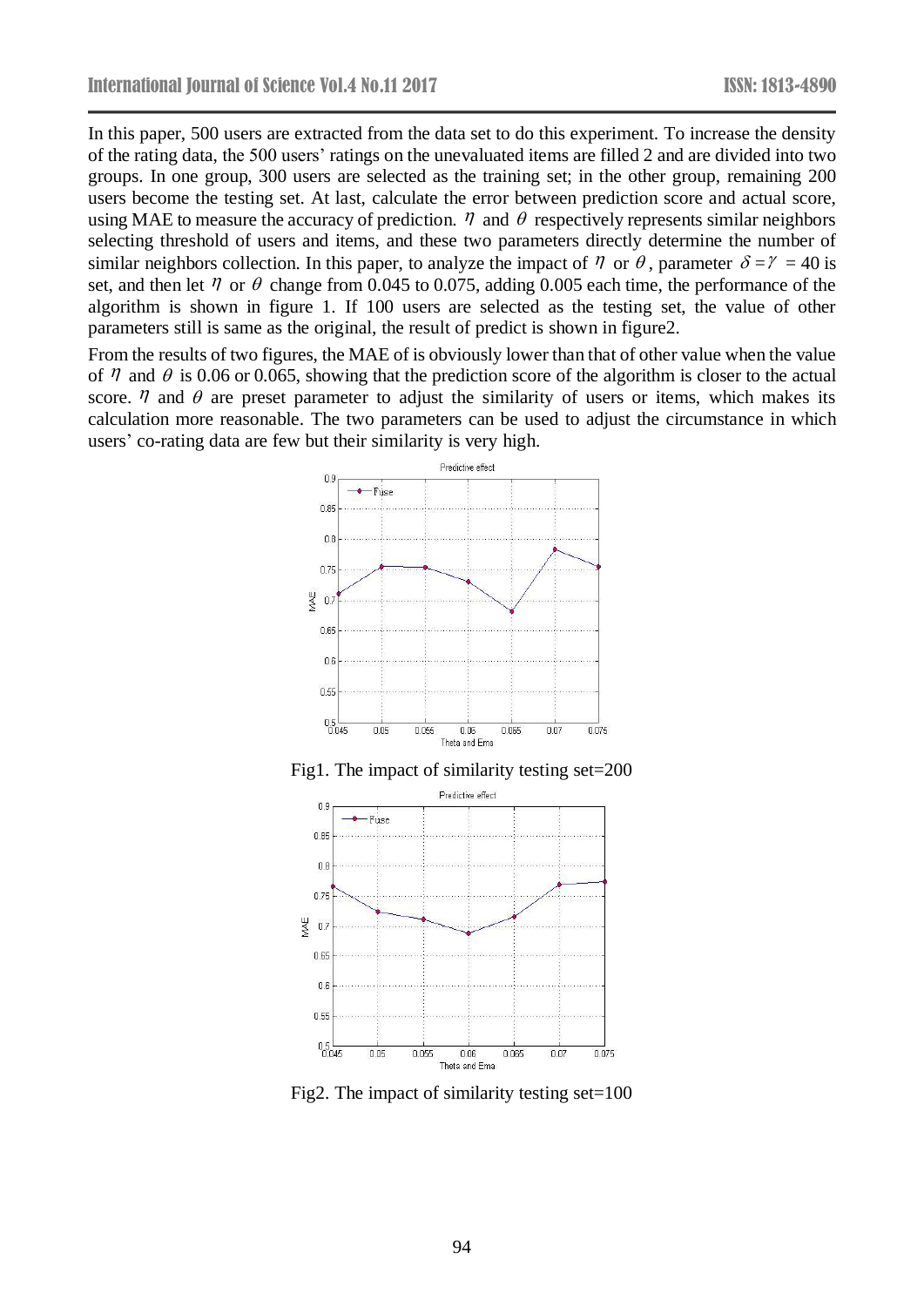In this paper, 500 users are extracted from the data set to do this experiment. To increase the density of the rating data, the 500 users' ratings on the unevaluated items are filled 2 and are divided into two groups. In one group, 300 users are selected as the training set; in the other group, remaining 200 users become the testing set. At last, calculate the error between prediction score and actual score, using MAE to measure the accuracy of prediction. $\eta$ and $\theta$ respectively represents similar neighbors selecting threshold of users and items, and these two parameters directly determine the number of similar neighbors collection. In this paper, to analyze the impact of $\eta$ or $\theta$, parameter $\delta = \gamma = 40$ is set, and then let $\eta$ or $\theta$ change from 0.045 to 0.075, adding 0.005 each time, the performance of the algorithm is shown in figure 1. If 100 users are selected as the testing set, the value of other parameters still is same as the original, the result of predict is shown in figure2.

From the results of two figures, the MAE of is obviously lower than that of other value when the value of $\eta$ and $\theta$ is 0.06 or 0.065, showing that the prediction score of the algorithm is closer to the actual score. $\eta$ and $\theta$ are preset parameter to adjust the similarity of users or items, which makes its calculation more reasonable. The two parameters can be used to adjust the circumstance in which users' co-rating data are few but their similarity is very high.

Fig1. The impact of similarity testing set=200

Fig2. The impact of similarity testing set=100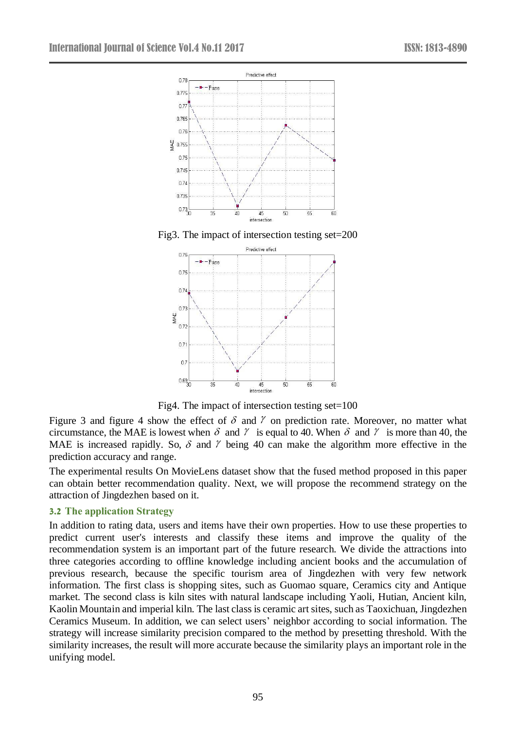Fig3. The impact of intersection testing set=200

Fig4. The impact of intersection testing set=100

Figure 3 and figure 4 show the effect of $\delta$ and $\gamma$ on prediction rate. Moreover, no matter what circumstance, the MAE is lowest when $\delta$ and $\gamma$ is equal to 40. When $\delta$ and $\gamma$ is more than 40, the MAE is increased rapidly. So, $\delta$ and $\gamma$ being 40 can make the algorithm more effective in the prediction accuracy and range.

The experimental results On MovieLens dataset show that the fused method proposed in this paper can obtain better recommendation quality. Next, we will propose the recommend strategy on the attraction of Jingdezhen based on it.

### 3.2 The application Strategy

In addition to rating data, users and items have their own properties. How to use these properties to predict current user's interests and classify these items and improve the quality of the recommendation system is an important part of the future research. We divide the attractions into three categories according to offline knowledge including ancient books and the accumulation of previous research, because the specific tourism area of Jingdezhen with very few network information. The first class is shopping sites, such as Guomao square, Ceramics city and Antique market. The second class is kiln sites with natural landscape including Yaoli, Hutian, Ancient kiln, Kaolin Mountain and imperial kiln. The last class is ceramic art sites, such as Taoxichuan, Jingdezhen Ceramics Museum. In addition, we can select users' neighbor according to social information. The strategy will increase similarity precision compared to the method by presetting threshold. With the similarity increases, the result will more accurate because the similarity plays an important role in the unifying model.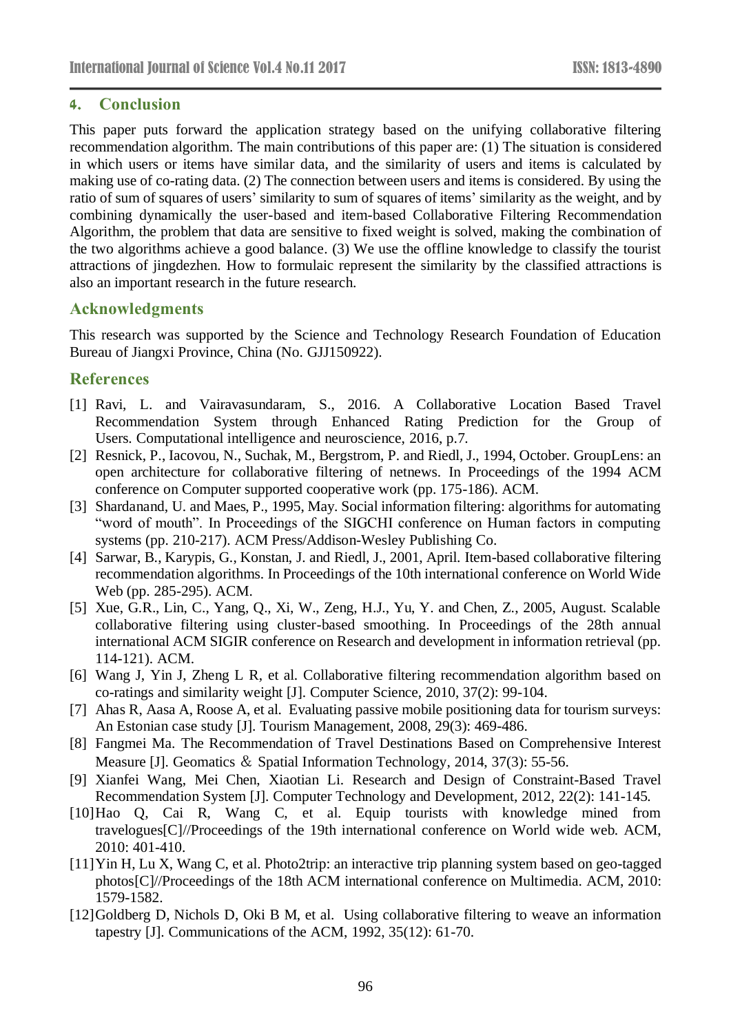## 4. Conclusion

This paper puts forward the application strategy based on the unifying collaborative filtering recommendation algorithm. The main contributions of this paper are: (1) The situation is considered in which users or items have similar data, and the similarity of users and items is calculated by making use of co-rating data. (2) The connection between users and items is considered. By using the ratio of sum of squares of users' similarity to sum of squares of items' similarity as the weight, and by combining dynamically the user-based and item-based Collaborative Filtering Recommendation Algorithm, the problem that data are sensitive to fixed weight is solved, making the combination of the two algorithms achieve a good balance. (3) We use the offline knowledge to classify the tourist attractions of jingdezhen. How to formulaic represent the similarity by the classified attractions is also an important research in the future research.

## Acknowledgments

This research was supported by the Science and Technology Research Foundation of Education Bureau of Jiangxi Province, China (No. GJJ150922).

## References

[1] Ravi, L. and Vairavasundaram, S., 2016. A Collaborative Location Based Travel Recommendation System through Enhanced Rating Prediction for the Group of Users. Computational intelligence and neuroscience, 2016, p.7.

[2] Resnick, P., Iacovou, N., Suchak, M., Bergstrom, P. and Riedl, J., 1994, October. GroupLens: an open architecture for collaborative filtering of netnews. In Proceedings of the 1994 ACM conference on Computer supported cooperative work (pp. 175-186). ACM.

[3] Shardanand, U. and Maes, P., 1995, May. Social information filtering: algorithms for automating "word of mouth". In Proceedings of the SIGCHI conference on Human factors in computing systems (pp. 210-217). ACM Press/Addison-Wesley Publishing Co.

[4] Sarwar, B., Karypis, G., Konstan, J. and Riedl, J., 2001, April. Item-based collaborative filtering recommendation algorithms. In Proceedings of the 10th international conference on World Wide Web (pp. 285-295). ACM.

[5] Xue, G.R., Lin, C., Yang, Q., Xi, W., Zeng, H.J., Yu, Y. and Chen, Z., 2005, August. Scalable collaborative filtering using cluster-based smoothing. In Proceedings of the 28th annual international ACM SIGIR conference on Research and development in information retrieval (pp. 114-121). ACM.

[6] Wang J, Yin J, Zheng L R, et al. Collaborative filtering recommendation algorithm based on co-ratings and similarity weight [J]. Computer Science, 2010, 37(2): 99-104.

[7] Ahas R, Aasa A, Roose A, et al. Evaluating passive mobile positioning data for tourism surveys: An Estonian case study [J]. Tourism Management, 2008, 29(3): 469-486.

[8] Fangmei Ma. The Recommendation of Travel Destinations Based on Comprehensive Interest Measure [J]. Geomatics ＆ Spatial Information Technology, 2014, 37(3): 55-56.

[9] Xianfei Wang, Mei Chen, Xiaotian Li. Research and Design of Constraint-Based Travel Recommendation System [J]. Computer Technology and Development, 2012, 22(2): 141-145.

[10] Hao Q, Cai R, Wang C, et al. Equip tourists with knowledge mined from travelogues[C]//Proceedings of the 19th international conference on World wide web. ACM, 2010: 401-410.

[11] Yin H, Lu X, Wang C, et al. Photo2trip: an interactive trip planning system based on geo-tagged photos[C]//Proceedings of the 18th ACM international conference on Multimedia. ACM, 2010: 1579-1582.

[12] Goldberg D, Nichols D, Oki B M, et al. Using collaborative filtering to weave an information tapestry [J]. Communications of the ACM, 1992, 35(12): 61-70.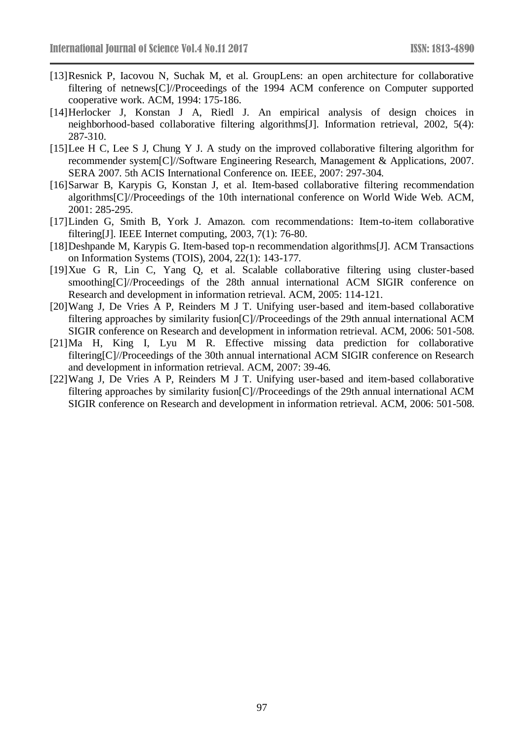[13] Resnick P, Iacovou N, Suchak M, et al. GroupLens: an open architecture for collaborative filtering of netnews[C]//Proceedings of the 1994 ACM conference on Computer supported cooperative work. ACM, 1994: 175-186.

[14] Herlocker J, Konstan J A, Riedl J. An empirical analysis of design choices in neighborhood-based collaborative filtering algorithms[J]. Information retrieval, 2002, 5(4): 287-310.

[15] Lee H C, Lee S J, Chung Y J. A study on the improved collaborative filtering algorithm for recommender system[C]//Software Engineering Research, Management & Applications, 2007. SERA 2007. 5th ACIS International Conference on. IEEE, 2007: 297-304.

[16] Sarwar B, Karypis G, Konstan J, et al. Item-based collaborative filtering recommendation algorithms[C]//Proceedings of the 10th international conference on World Wide Web. ACM, 2001: 285-295.

[17] Linden G, Smith B, York J. Amazon. com recommendations: Item-to-item collaborative filtering[J]. IEEE Internet computing, 2003, 7(1): 76-80.

[18] Deshpande M, Karypis G. Item-based top-n recommendation algorithms[J]. ACM Transactions on Information Systems (TOIS), 2004, 22(1): 143-177.

[19] Xue G R, Lin C, Yang Q, et al. Scalable collaborative filtering using cluster-based smoothing[C]//Proceedings of the 28th annual international ACM SIGIR conference on Research and development in information retrieval. ACM, 2005: 114-121.

[20] Wang J, De Vries A P, Reinders M J T. Unifying user-based and item-based collaborative filtering approaches by similarity fusion[C]//Proceedings of the 29th annual international ACM SIGIR conference on Research and development in information retrieval. ACM, 2006: 501-508.

[21] Ma H, King I, Lyu M R. Effective missing data prediction for collaborative filtering[C]//Proceedings of the 30th annual international ACM SIGIR conference on Research and development in information retrieval. ACM, 2007: 39-46.

[22] Wang J, De Vries A P, Reinders M J T. Unifying user-based and item-based collaborative filtering approaches by similarity fusion[C]//Proceedings of the 29th annual international ACM SIGIR conference on Research and development in information retrieval. ACM, 2006: 501-508.